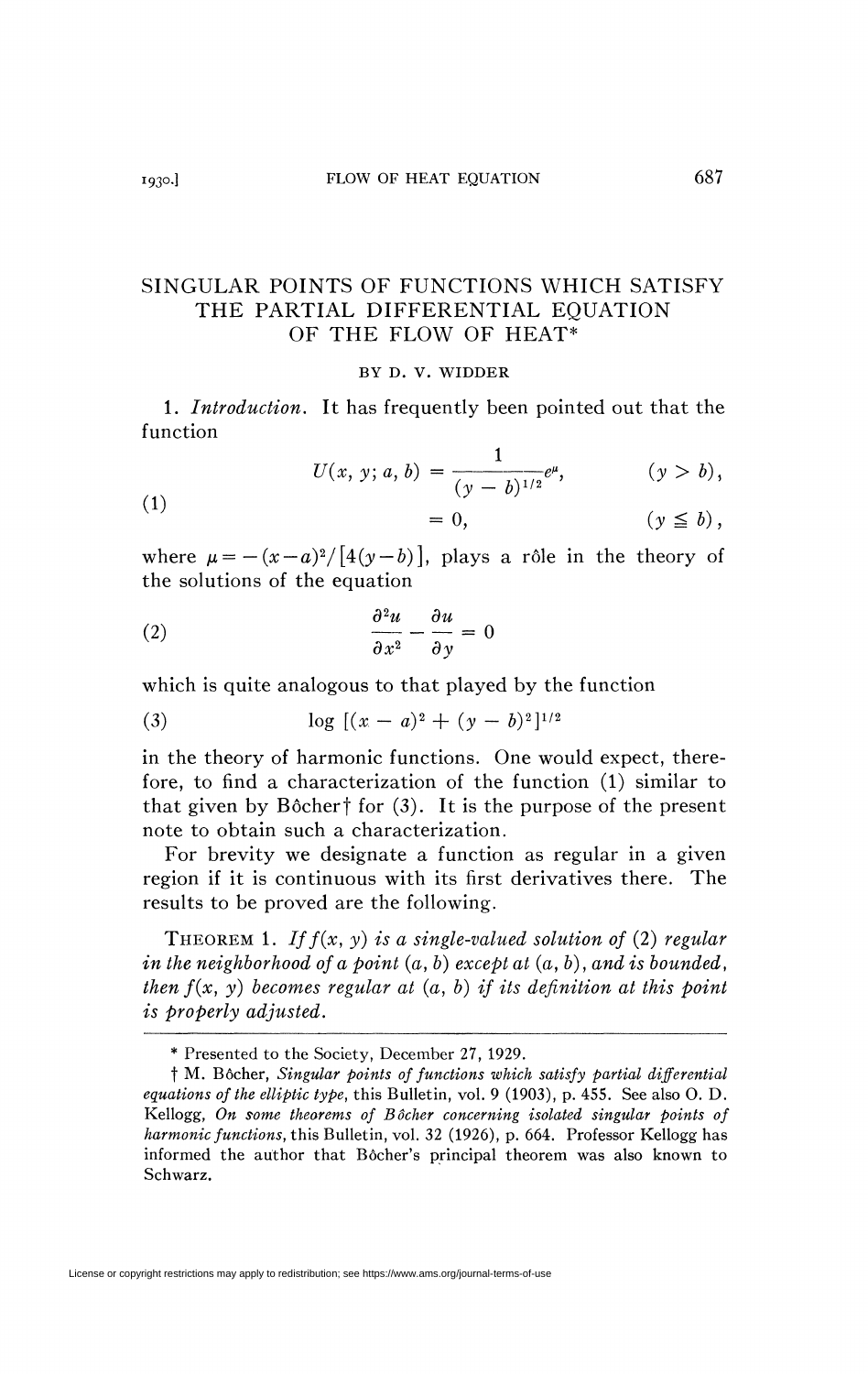# SINGULAR POINTS OF FUNCTIONS WHICH SATISFY THE PARTIAL DIFFERENTIAL EQUATION OF THE FLOW OF HEAT*

BY D. V. WIDDER

1. *Introduction.* It has frequently been pointed out that the function

$$
\begin{aligned}
(1) \qquad U(x, y; a, b) &= \frac{1}{(y-b)^{1/2}} e^{\mu}, \qquad && (y > b), \\
&= 0, && (y \leqq b),
\end{aligned}
$$

where $\mu = -(x-a)^2/[4(y-b)]$, plays a rôle in the theory of the solutions of the equation

$$
(2) \qquad \frac{\partial^2 u}{\partial x^2} - \frac{\partial u}{\partial y} = 0
$$

which is quite analogous to that played by the function

$$
(3) \qquad \log [(x-a)^2 + (y-b)^2]^{1/2}
$$

in the theory of harmonic functions. One would expect, therefore, to find a characterization of the function (1) similar to that given by Bôcher† for (3). It is the purpose of the present note to obtain such a characterization.

For brevity we designate a function as regular in a given region if it is continuous with its first derivatives there. The results to be proved are the following.

THEOREM 1. *If $f(x, y)$ is a single-valued solution of (2) regular in the neighborhood of a point $(a, b)$ except at $(a, b)$, and is bounded, then $f(x, y)$ becomes regular at $(a, b)$ if its definition at this point is properly adjusted.*

---

\* Presented to the Society, December 27, 1929.

† M. Bôcher, *Singular points of functions which satisfy partial differential equations of the elliptic type*, this Bulletin, vol. 9 (1903), p. 455. See also O. D. Kellogg, *On some theorems of Bôcher concerning isolated singular points of harmonic functions*, this Bulletin, vol. 32 (1926), p. 664. Professor Kellogg has informed the author that Bôcher's principal theorem was also known to Schwarz.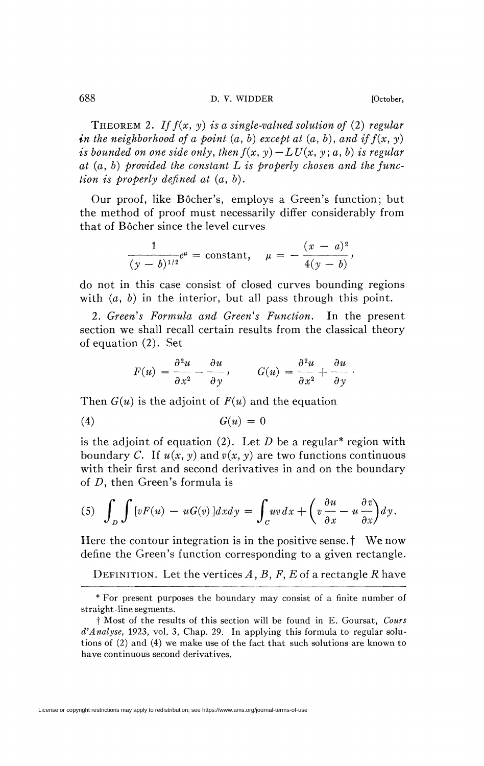THEOREM 2. *If $f(x, y)$ is a single-valued solution of* (2) *regular in the neighborhood of a point* $(a, b)$ *except at* $(a, b)$, *and if* $f(x, y)$ *is bounded on one side only, then* $f(x, y) - LU(x, y; a, b)$ *is regular at* $(a, b)$ *provided the constant* $L$ *is properly chosen and the function is properly defined at* $(a, b)$.

Our proof, like Bôcher's, employs a Green's function; but the method of proof must necessarily differ considerably from that of Bôcher since the level curves

$$\frac{1}{(y-b)^{1/2}} e^{\mu} = \text{constant}, \quad \mu = -\frac{(x-a)^2}{4(y-b)},$$

do not in this case consist of closed curves bounding regions with $(a, b)$ in the interior, but all pass through this point.

2. *Green's Formula and Green's Function.* In the present section we shall recall certain results from the classical theory of equation (2). Set

$$F(u) = \frac{\partial^2 u}{\partial x^2} - \frac{\partial u}{\partial y}, \qquad G(u) = \frac{\partial^2 u}{\partial x^2} + \frac{\partial u}{\partial y}.$$

Then $G(u)$ is the adjoint of $F(u)$ and the equation

$$G(u) = 0 \tag{4}$$

is the adjoint of equation (2). Let $D$ be a regular* region with boundary $C$. If $u(x, y)$ and $v(x, y)$ are two functions continuous with their first and second derivatives in and on the boundary of $D$, then Green's formula is

$$\int_D \int [vF(u) - uG(v)] dx dy = \int_C uv\, dx + \left( v \frac{\partial u}{\partial x} - u \frac{\partial v}{\partial x} \right) dy. \tag{5}$$

Here the contour integration is in the positive sense.† We now define the Green's function corresponding to a given rectangle.

DEFINITION. Let the vertices $A, B, F, E$ of a rectangle $R$ have

---

* For present purposes the boundary may consist of a finite number of straight-line segments.

† Most of the results of this section will be found in E. Goursat, *Cours d'Analyse*, 1923, vol. 3, Chap. 29. In applying this formula to regular solutions of (2) and (4) we make use of the fact that such solutions are known to have continuous second derivatives.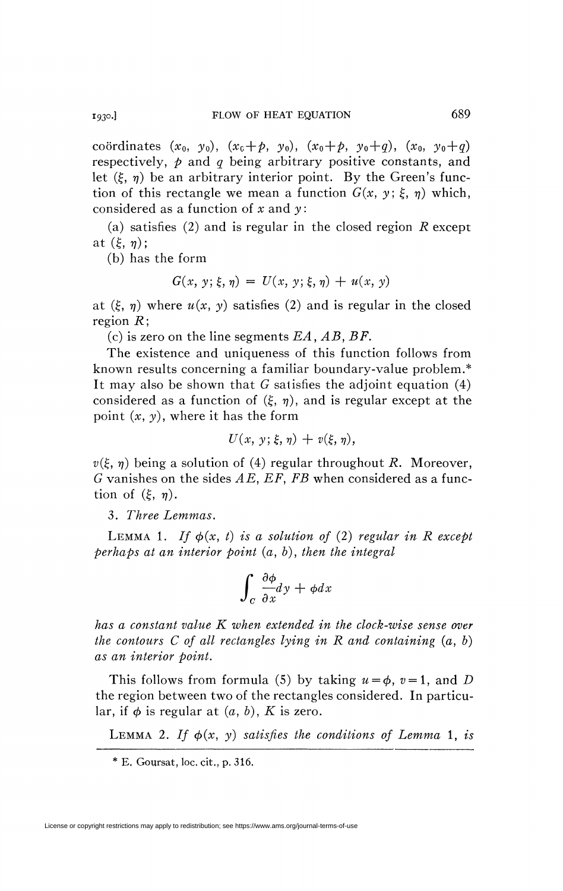coördinates $(x_0, y_0)$, $(x_0+p, y_0)$, $(x_0+p, y_0+q)$, $(x_0, y_0+q)$ respectively, $p$ and $q$ being arbitrary positive constants, and let $(\xi, \eta)$ be an arbitrary interior point. By the Green's function of this rectangle we mean a function $G(x, y; \xi, \eta)$ which, considered as a function of $x$ and $y$:

(a) satisfies (2) and is regular in the closed region $R$ except at $(\xi, \eta)$;

(b) has the form

$$G(x, y; \xi, \eta) = U(x, y; \xi, \eta) + u(x, y)$$

at $(\xi, \eta)$ where $u(x, y)$ satisfies (2) and is regular in the closed region $R$;

(c) is zero on the line segments $EA$, $AB$, $BF$.

The existence and uniqueness of this function follows from known results concerning a familiar boundary-value problem.* It may also be shown that $G$ satisfies the adjoint equation (4) considered as a function of $(\xi, \eta)$, and is regular except at the point $(x, y)$, where it has the form

$$U(x, y; \xi, \eta) + v(\xi, \eta),$$

$v(\xi, \eta)$ being a solution of (4) regular throughout $R$. Moreover, $G$ vanishes on the sides $AE$, $EF$, $FB$ when considered as a function of $(\xi, \eta)$.

3. *Three Lemmas.*

LEMMA 1. *If $\phi(x, t)$ is a solution of (2) regular in $R$ except perhaps at an interior point $(a, b)$, then the integral*

$$\int_C \frac{\partial \phi}{\partial x} dy + \phi dx$$

*has a constant value $K$ when extended in the clock-wise sense over the contours $C$ of all rectangles lying in $R$ and containing $(a, b)$ as an interior point.*

This follows from formula (5) by taking $u = \phi$, $v = 1$, and $D$ the region between two of the rectangles considered. In particular, if $\phi$ is regular at $(a, b)$, $K$ is zero.

LEMMA 2. *If $\phi(x, y)$ satisfies the conditions of Lemma 1, is*

---

\* E. Goursat, loc. cit., p. 316.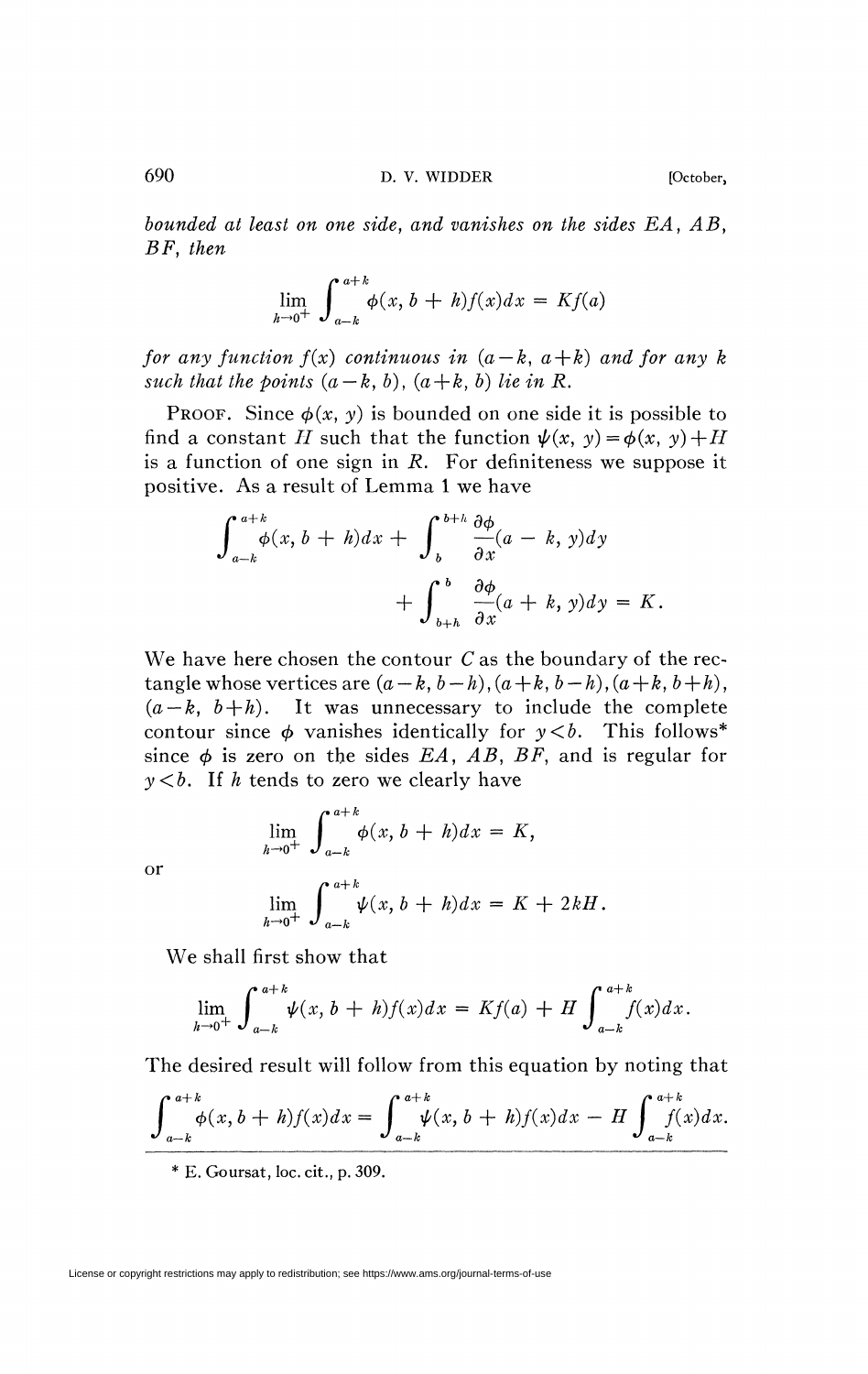*bounded at least on one side, and vanishes on the sides EA, AB, BF, then*

$$\lim_{h\to 0^+} \int_{a-k}^{a+k} \phi(x, b+h) f(x) dx = K f(a)$$

*for any function $f(x)$ continuous in $(a-k, a+k)$ and for any $k$ such that the points $(a-k, b)$, $(a+k, b)$ lie in $R$.*

PROOF. Since $\phi(x, y)$ is bounded on one side it is possible to find a constant $H$ such that the function $\psi(x, y) = \phi(x, y) + H$ is a function of one sign in $R$. For definiteness we suppose it positive. As a result of Lemma 1 we have

$$\int_{a-k}^{a+k} \phi(x, b+h) dx + \int_{b}^{b+h} \frac{\partial \phi}{\partial x}(a-k, y) dy + \int_{b+h}^{b} \frac{\partial \phi}{\partial x}(a+k, y) dy = K.$$

We have here chosen the contour $C$ as the boundary of the rectangle whose vertices are $(a-k, b-h)$, $(a+k, b-h)$, $(a+k, b+h)$, $(a-k, b+h)$. It was unnecessary to include the complete contour since $\phi$ vanishes identically for $y < b$. This follows* since $\phi$ is zero on the sides $EA$, $AB$, $BF$, and is regular for $y < b$. If $h$ tends to zero we clearly have

$$\lim_{h\to 0^+} \int_{a-k}^{a+k} \phi(x, b+h) dx = K,$$

or

$$\lim_{h\to 0^+} \int_{a-k}^{a+k} \psi(x, b+h) dx = K + 2kH.$$

We shall first show that

$$\lim_{h\to 0^+} \int_{a-k}^{a+k} \psi(x, b+h) f(x) dx = K f(a) + H \int_{a-k}^{a+k} f(x) dx.$$

The desired result will follow from this equation by noting that

$$\int_{a-k}^{a+k} \phi(x, b+h) f(x) dx = \int_{a-k}^{a+k} \psi(x, b+h) f(x) dx - H \int_{a-k}^{a+k} f(x) dx.$$

* E. Goursat, loc. cit., p. 309.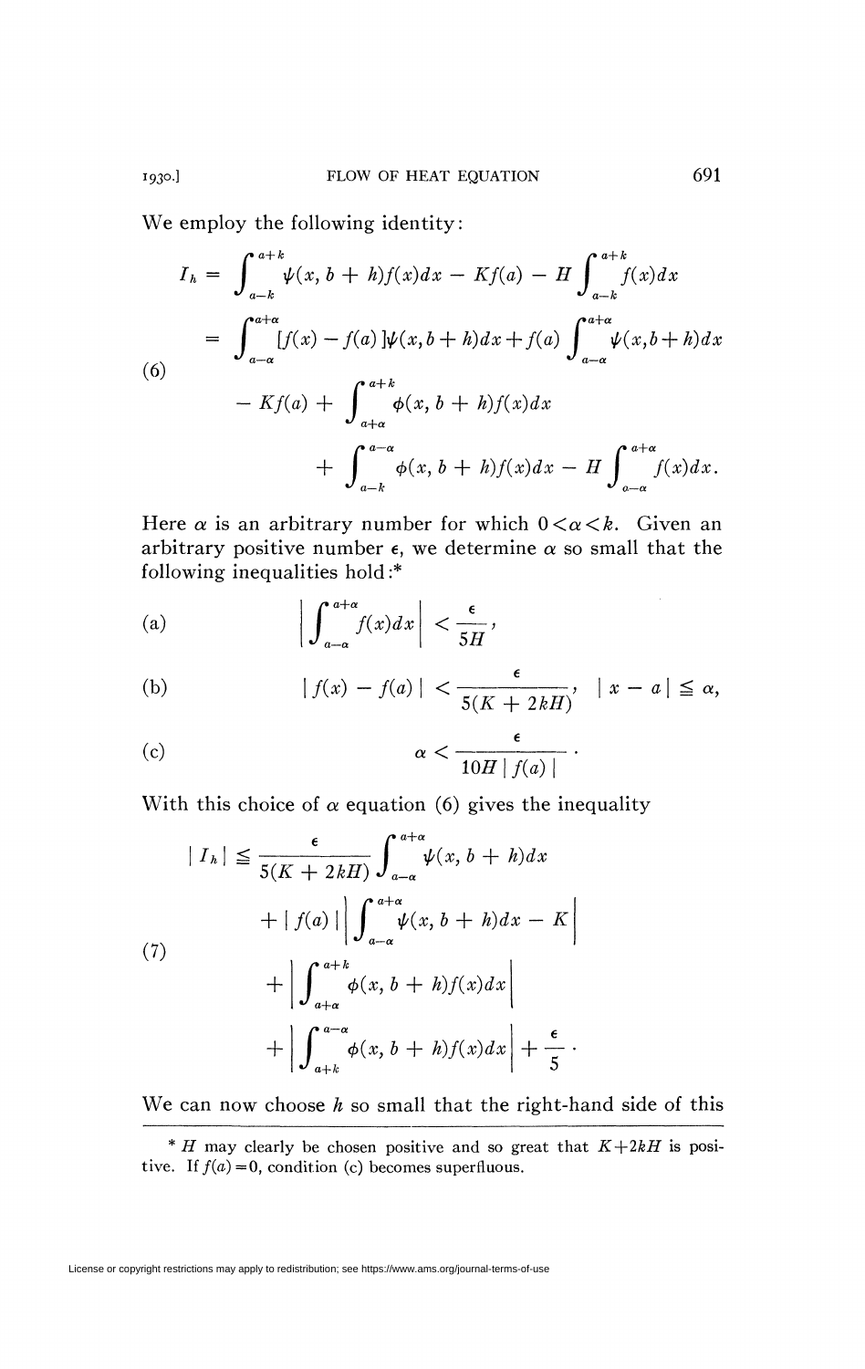We employ the following identity:

$$
(6)\qquad
\begin{aligned}
I_h &= \int_{a-k}^{a+k} \psi(x, b+h) f(x)dx - Kf(a) - H\int_{a-k}^{a+k} f(x)dx \\
&= \int_{a-\alpha}^{a+\alpha} [f(x) - f(a)]\psi(x,b+h)dx + f(a)\int_{a-\alpha}^{a+\alpha} \psi(x,b+h)dx \\
&\quad - Kf(a) + \int_{a+\alpha}^{a+k} \phi(x, b+h)f(x)dx \\
&\qquad + \int_{a-k}^{a-\alpha} \phi(x, b+h) f(x)dx - H\int_{a-\alpha}^{a+\alpha} f(x)dx.
\end{aligned}
$$

Here $\alpha$ is an arbitrary number for which $0<\alpha<k$. Given an arbitrary positive number $\epsilon$, we determine $\alpha$ so small that the following inequalities hold:*

$$
\text{(a)}\qquad \left|\int_{a-\alpha}^{a+\alpha} f(x)dx\right| < \frac{\epsilon}{5H},
$$

$$
\text{(b)}\qquad |f(x) - f(a)| < \frac{\epsilon}{5(K+2kH)}, \quad |x-a| \leqq \alpha,
$$

$$
\text{(c)}\qquad \alpha < \frac{\epsilon}{10H\,|f(a)|}.
$$

With this choice of $\alpha$ equation (6) gives the inequality

$$
(7)\qquad
\begin{aligned}
|I_h| \leqq{} & \frac{\epsilon}{5(K+2kH)}\int_{a-\alpha}^{a+\alpha} \psi(x, b+h)dx \\
&+ |f(a)|\left|\int_{a-\alpha}^{a+\alpha} \psi(x, b+h)dx - K\right| \\
&+ \left|\int_{a+\alpha}^{a+k} \phi(x, b+h)f(x)dx\right| \\
&+ \left|\int_{a+k}^{a-\alpha} \phi(x, b+h)f(x)dx\right| + \frac{\epsilon}{5}.
\end{aligned}
$$

We can now choose $h$ so small that the right-hand side of this

---

\* $H$ may clearly be chosen positive and so great that $K+2kH$ is positive. If $f(a)=0$, condition (c) becomes superfluous.

License or copyright restrictions may apply to redistribution; see https://www.ams.org/journal-terms-of-use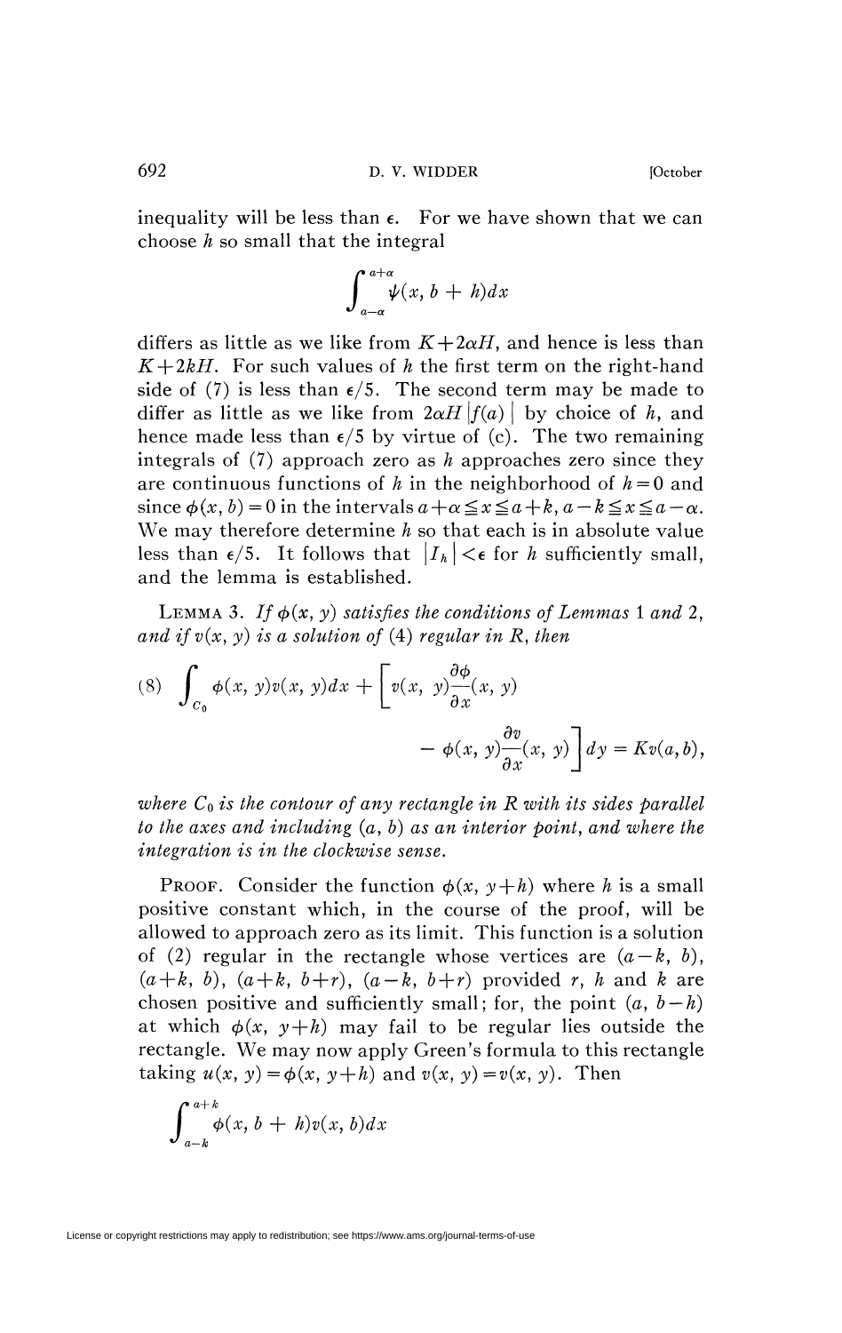inequality will be less than $\epsilon$. For we have shown that we can choose $h$ so small that the integral

$$\int_{a-\alpha}^{a+\alpha} \psi(x, b+h)dx$$

differs as little as we like from $K+2\alpha H$, and hence is less than $K+2kH$. For such values of $h$ the first term on the right-hand side of (7) is less than $\epsilon/5$. The second term may be made to differ as little as we like from $2\alpha H|f(a)|$ by choice of $h$, and hence made less than $\epsilon/5$ by virtue of (c). The two remaining integrals of (7) approach zero as $h$ approaches zero since they are continuous functions of $h$ in the neighborhood of $h=0$ and since $\phi(x, b)=0$ in the intervals $a+\alpha \leqq x \leqq a+k$, $a-k \leqq x \leqq a-\alpha$. We may therefore determine $h$ so that each is in absolute value less than $\epsilon/5$. It follows that $|I_h|<\epsilon$ for $h$ sufficiently small, and the lemma is established.

LEMMA 3. *If $\phi(x, y)$ satisfies the conditions of Lemmas 1 and 2, and if $v(x, y)$ is a solution of (4) regular in $R$, then*

$$(8) \quad \int_{C_0} \phi(x, y)v(x, y)dx + \left[ v(x, y)\frac{\partial \phi}{\partial x}(x, y) - \phi(x, y)\frac{\partial v}{\partial x}(x, y) \right] dy = Kv(a, b),$$

*where $C_0$ is the contour of any rectangle in $R$ with its sides parallel to the axes and including $(a, b)$ as an interior point, and where the integration is in the clockwise sense.*

PROOF. Consider the function $\phi(x, y+h)$ where $h$ is a small positive constant which, in the course of the proof, will be allowed to approach zero as its limit. This function is a solution of (2) regular in the rectangle whose vertices are $(a-k, b)$, $(a+k, b)$, $(a+k, b+r)$, $(a-k, b+r)$ provided $r$, $h$ and $k$ are chosen positive and sufficiently small; for, the point $(a, b-h)$ at which $\phi(x, y+h)$ may fail to be regular lies outside the rectangle. We may now apply Green's formula to this rectangle taking $u(x, y)=\phi(x, y+h)$ and $v(x, y)=v(x, y)$. Then

$$\int_{a-k}^{a+k} \phi(x, b+h)v(x, b)dx$$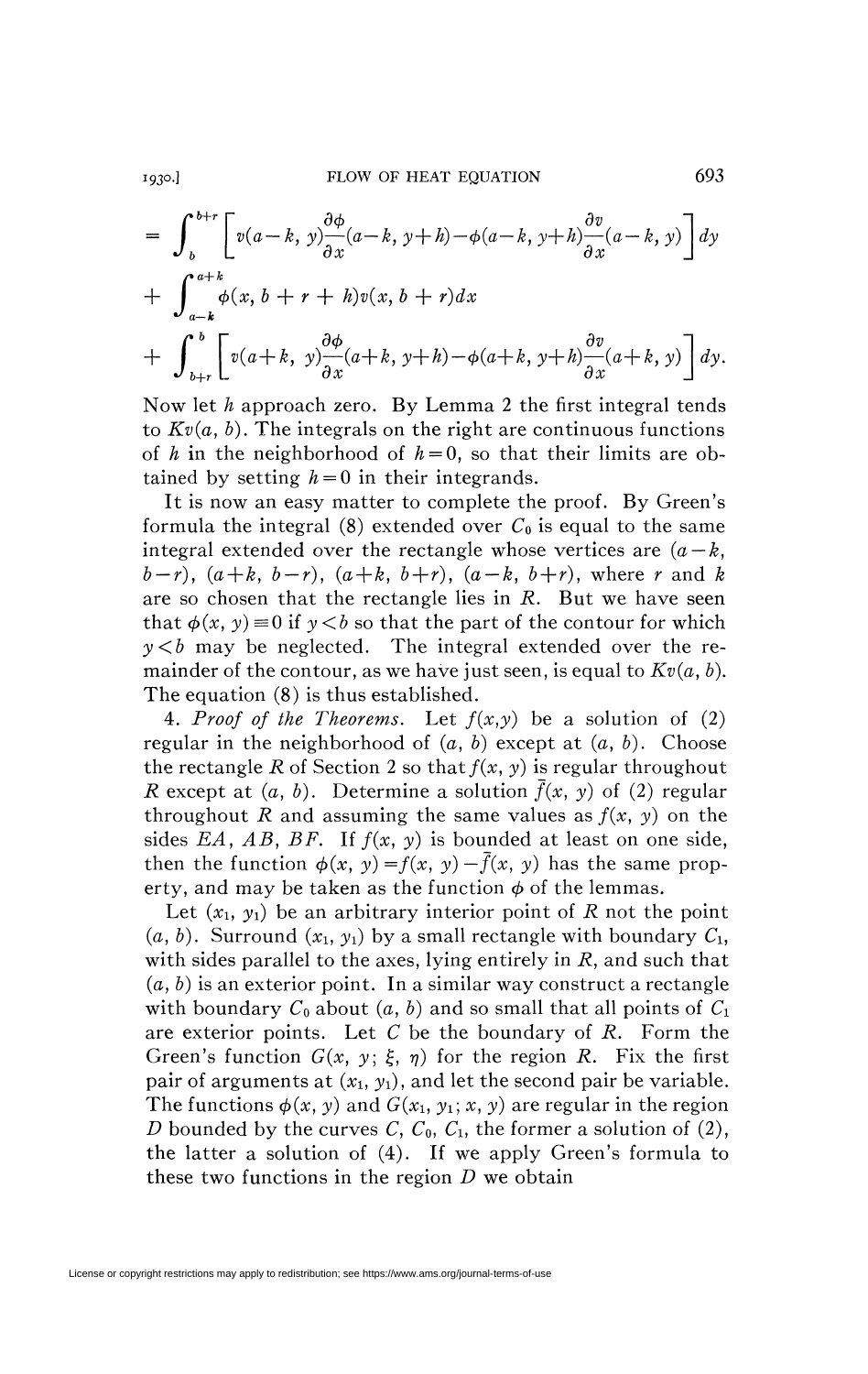$$= \int_b^{b+r}\left[v(a-k,\, y)\frac{\partial\phi}{\partial x}(a-k,\, y+h)-\phi(a-k,\, y+h)\frac{\partial v}{\partial x}(a-k,\, y)\right]dy$$

$$+ \int_{a-k}^{a+k}\phi(x,\, b+r+h)v(x,\, b+r)dx$$

$$+ \int_{b+r}^{b}\left[v(a+k,\, y)\frac{\partial\phi}{\partial x}(a+k,\, y+h)-\phi(a+k,\, y+h)\frac{\partial v}{\partial x}(a+k,\, y)\right]dy.$$

Now let $h$ approach zero. By Lemma 2 the first integral tends to $Kv(a, b)$. The integrals on the right are continuous functions of $h$ in the neighborhood of $h=0$, so that their limits are obtained by setting $h=0$ in their integrands.

It is now an easy matter to complete the proof. By Green's formula the integral (8) extended over $C_0$ is equal to the same integral extended over the rectangle whose vertices are $(a-k, b-r)$, $(a+k, b-r)$, $(a+k, b+r)$, $(a-k, b+r)$, where $r$ and $k$ are so chosen that the rectangle lies in $R$. But we have seen that $\phi(x, y)\equiv 0$ if $y<b$ so that the part of the contour for which $y<b$ may be neglected. The integral extended over the remainder of the contour, as we have just seen, is equal to $Kv(a, b)$. The equation (8) is thus established.

4. *Proof of the Theorems.* Let $f(x,y)$ be a solution of (2) regular in the neighborhood of $(a, b)$ except at $(a, b)$. Choose the rectangle $R$ of Section 2 so that $f(x, y)$ is regular throughout $R$ except at $(a, b)$. Determine a solution $\bar{f}(x, y)$ of (2) regular throughout $R$ and assuming the same values as $f(x, y)$ on the sides $EA$, $AB$, $BF$. If $f(x, y)$ is bounded at least on one side, then the function $\phi(x, y)=f(x, y)-\bar{f}(x, y)$ has the same property, and may be taken as the function $\phi$ of the lemmas.

Let $(x_1, y_1)$ be an arbitrary interior point of $R$ not the point $(a, b)$. Surround $(x_1, y_1)$ by a small rectangle with boundary $C_1$, with sides parallel to the axes, lying entirely in $R$, and such that $(a, b)$ is an exterior point. In a similar way construct a rectangle with boundary $C_0$ about $(a, b)$ and so small that all points of $C_1$ are exterior points. Let $C$ be the boundary of $R$. Form the Green's function $G(x, y; \xi, \eta)$ for the region $R$. Fix the first pair of arguments at $(x_1, y_1)$, and let the second pair be variable. The functions $\phi(x, y)$ and $G(x_1, y_1; x, y)$ are regular in the region $D$ bounded by the curves $C$, $C_0$, $C_1$, the former a solution of (2), the latter a solution of (4). If we apply Green's formula to these two functions in the region $D$ we obtain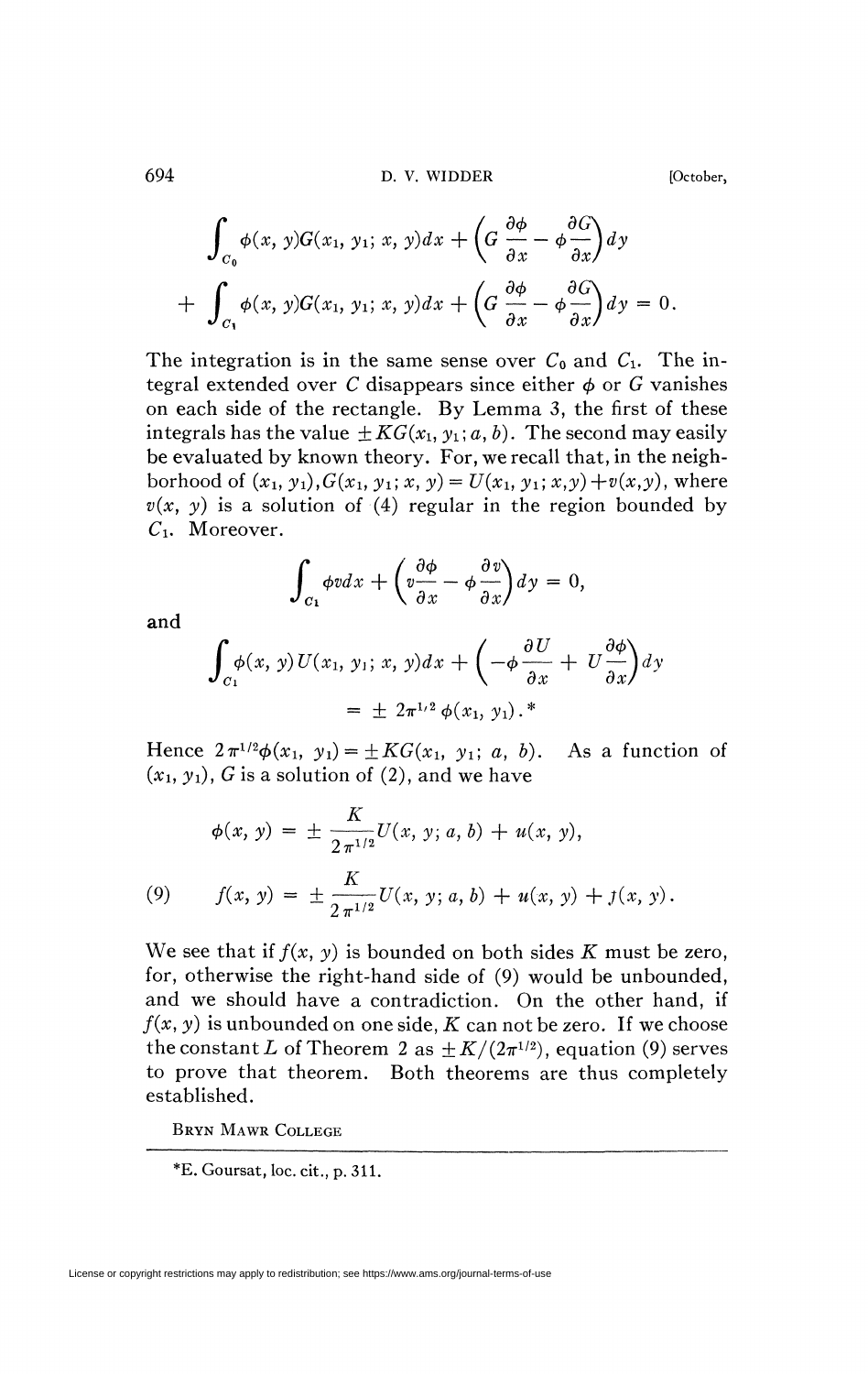$$\int_{C_0} \phi(x, y)G(x_1, y_1; x, y)dx + \left(G\frac{\partial \phi}{\partial x} - \phi\frac{\partial G}{\partial x}\right)dy$$
$$+ \int_{C_1} \phi(x, y)G(x_1, y_1; x, y)dx + \left(G\frac{\partial \phi}{\partial x} - \phi\frac{\partial G}{\partial x}\right)dy = 0.$$

The integration is in the same sense over $C_0$ and $C_1$. The integral extended over $C$ disappears since either $\phi$ or $G$ vanishes on each side of the rectangle. By Lemma 3, the first of these integrals has the value $\pm KG(x_1, y_1; a, b)$. The second may easily be evaluated by known theory. For, we recall that, in the neighborhood of $(x_1, y_1)$, $G(x_1, y_1; x, y) = U(x_1, y_1; x, y) + v(x, y)$, where $v(x, y)$ is a solution of (4) regular in the region bounded by $C_1$. Moreover.

$$\int_{C_1} \phi v dx + \left(v\frac{\partial \phi}{\partial x} - \phi\frac{\partial v}{\partial x}\right)dy = 0,$$

and

$$\int_{C_1} \phi(x, y)U(x_1, y_1; x, y)dx + \left(-\phi\frac{\partial U}{\partial x} + U\frac{\partial \phi}{\partial x}\right)dy$$
$$= \pm 2\pi^{1/2}\phi(x_1, y_1).*$$

Hence $2\pi^{1/2}\phi(x_1, y_1) = \pm KG(x_1, y_1; a, b)$. As a function of $(x_1, y_1)$, $G$ is a solution of (2), and we have

$$\phi(x, y) = \pm \frac{K}{2\pi^{1/2}}U(x, y; a, b) + u(x, y),$$

$$f(x, y) = \pm \frac{K}{2\pi^{1/2}}U(x, y; a, b) + u(x, y) + j(x, y). \tag{9}$$

We see that if $f(x, y)$ is bounded on both sides $K$ must be zero, for, otherwise the right-hand side of (9) would be unbounded, and we should have a contradiction. On the other hand, if $f(x, y)$ is unbounded on one side, $K$ can not be zero. If we choose the constant $L$ of Theorem 2 as $\pm K/(2\pi^{1/2})$, equation (9) serves to prove that theorem. Both theorems are thus completely established.

BRYN MAWR COLLEGE

*E. Goursat, loc. cit., p. 311.